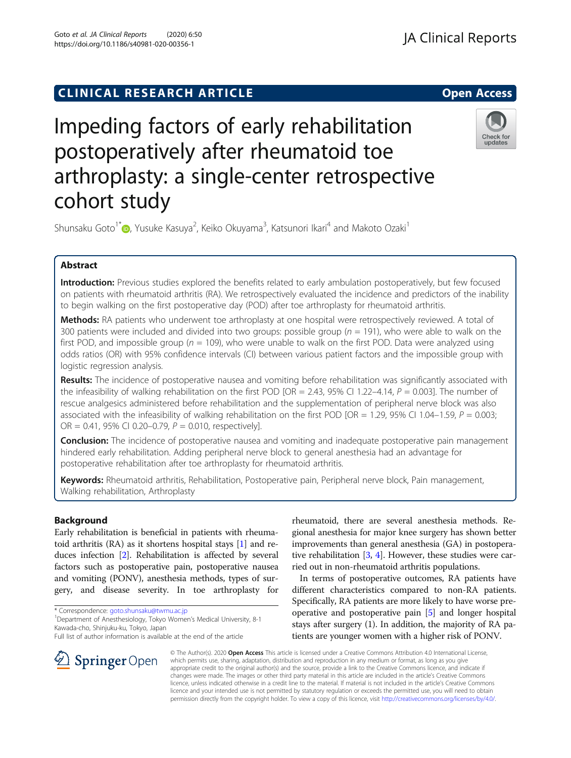CLINICAL RESEARCH ARTICLE

Open Access

# Impeding factors of early rehabilitation postoperatively after rheumatoid toe arthroplasty: a single-center retrospective cohort study

Shunsaku Goto[1*], Yusuke Kasuya[2], Keiko Okuyama[3], Katsunori Ikari[4] and Makoto Ozaki[1]

## Abstract

**Introduction:** Previous studies explored the benefits related to early ambulation postoperatively, but few focused on patients with rheumatoid arthritis (RA). We retrospectively evaluated the incidence and predictors of the inability to begin walking on the first postoperative day (POD) after toe arthroplasty for rheumatoid arthritis.

**Methods:** RA patients who underwent toe arthroplasty at one hospital were retrospectively reviewed. A total of 300 patients were included and divided into two groups: possible group ($n$ = 191), who were able to walk on the first POD, and impossible group ($n$ = 109), who were unable to walk on the first POD. Data were analyzed using odds ratios (OR) with 95% confidence intervals (CI) between various patient factors and the impossible group with logistic regression analysis.

**Results:** The incidence of postoperative nausea and vomiting before rehabilitation was significantly associated with the infeasibility of walking rehabilitation on the first POD [OR = 2.43, 95% CI 1.22–4.14, $P$ = 0.003]. The number of rescue analgesics administered before rehabilitation and the supplementation of peripheral nerve block was also associated with the infeasibility of walking rehabilitation on the first POD [OR = 1.29, 95% CI 1.04–1.59, $P$ = 0.003; OR = 0.41, 95% CI 0.20–0.79, $P$ = 0.010, respectively].

**Conclusion:** The incidence of postoperative nausea and vomiting and inadequate postoperative pain management hindered early rehabilitation. Adding peripheral nerve block to general anesthesia had an advantage for postoperative rehabilitation after toe arthroplasty for rheumatoid arthritis.

**Keywords:** Rheumatoid arthritis, Rehabilitation, Postoperative pain, Peripheral nerve block, Pain management, Walking rehabilitation, Arthroplasty

## Background

Early rehabilitation is beneficial in patients with rheumatoid arthritis (RA) as it shortens hospital stays [1] and reduces infection [2]. Rehabilitation is affected by several factors such as postoperative pain, postoperative nausea and vomiting (PONV), anesthesia methods, types of surgery, and disease severity. In toe arthroplasty for rheumatoid, there are several anesthesia methods. Regional anesthesia for major knee surgery has shown better improvements than general anesthesia (GA) in postoperative rehabilitation [3, 4]. However, these studies were carried out in non-rheumatoid arthritis populations.

In terms of postoperative outcomes, RA patients have different characteristics compared to non-RA patients. Specifically, RA patients are more likely to have worse preoperative and postoperative pain [5] and longer hospital stays after surgery (1). In addition, the majority of RA patients are younger women with a higher risk of PONV.

* Correspondence: goto.shunsaku@twmu.ac.jp
[1]Department of Anesthesiology, Tokyo Women's Medical University, 8-1 Kawada-cho, Shinjuku-ku, Tokyo, Japan
Full list of author information is available at the end of the article

© The Author(s). 2020 **Open Access** This article is licensed under a Creative Commons Attribution 4.0 International License, which permits use, sharing, adaptation, distribution and reproduction in any medium or format, as long as you give appropriate credit to the original author(s) and the source, provide a link to the Creative Commons licence, and indicate if changes were made. The images or other third party material in this article are included in the article's Creative Commons licence, unless indicated otherwise in a credit line to the material. If material is not included in the article's Creative Commons licence and your intended use is not permitted by statutory regulation or exceeds the permitted use, you will need to obtain permission directly from the copyright holder. To view a copy of this licence, visit http://creativecommons.org/licenses/by/4.0/.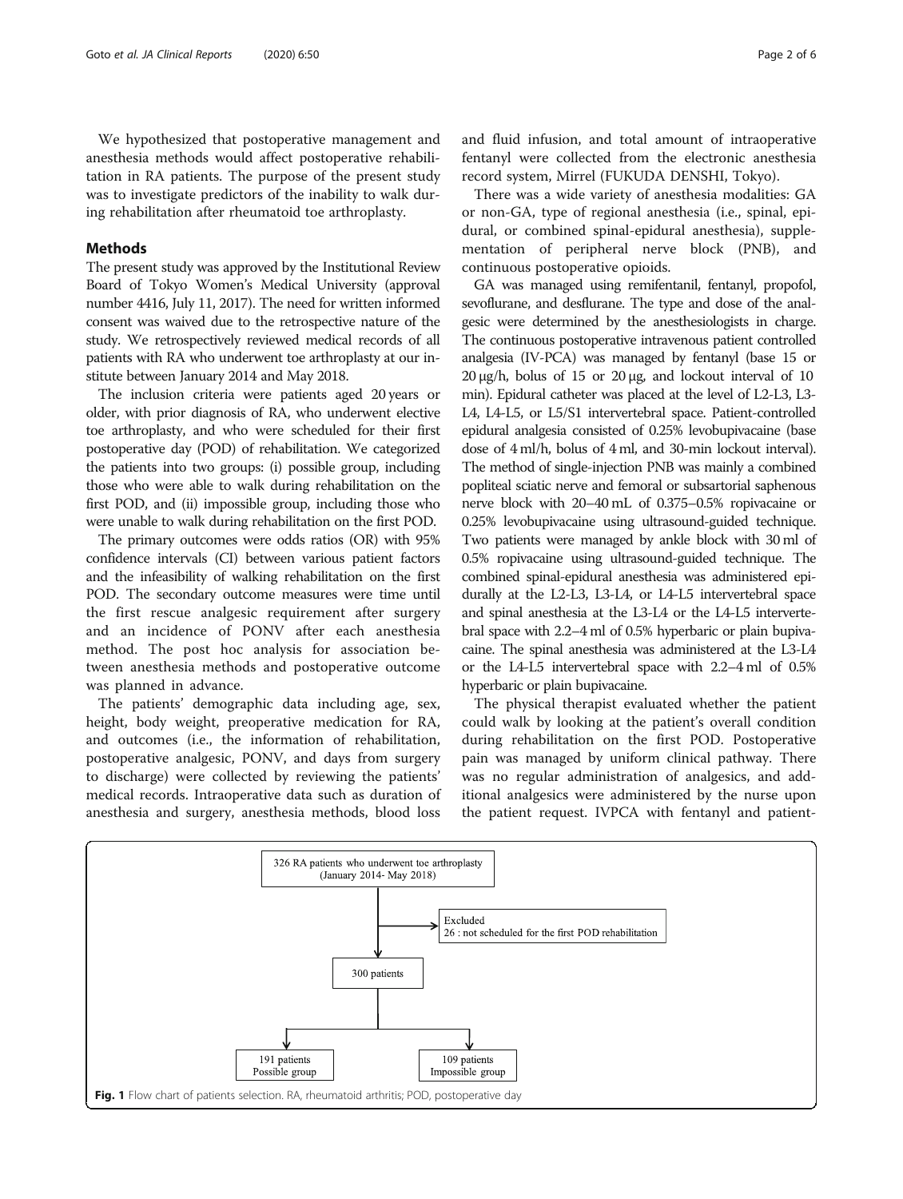We hypothesized that postoperative management and anesthesia methods would affect postoperative rehabilitation in RA patients. The purpose of the present study was to investigate predictors of the inability to walk during rehabilitation after rheumatoid toe arthroplasty.

## Methods

The present study was approved by the Institutional Review Board of Tokyo Women's Medical University (approval number 4416, July 11, 2017). The need for written informed consent was waived due to the retrospective nature of the study. We retrospectively reviewed medical records of all patients with RA who underwent toe arthroplasty at our institute between January 2014 and May 2018.

The inclusion criteria were patients aged 20 years or older, with prior diagnosis of RA, who underwent elective toe arthroplasty, and who were scheduled for their first postoperative day (POD) of rehabilitation. We categorized the patients into two groups: (i) possible group, including those who were able to walk during rehabilitation on the first POD, and (ii) impossible group, including those who were unable to walk during rehabilitation on the first POD.

The primary outcomes were odds ratios (OR) with 95% confidence intervals (CI) between various patient factors and the infeasibility of walking rehabilitation on the first POD. The secondary outcome measures were time until the first rescue analgesic requirement after surgery and an incidence of PONV after each anesthesia method. The post hoc analysis for association between anesthesia methods and postoperative outcome was planned in advance.

The patients' demographic data including age, sex, height, body weight, preoperative medication for RA, and outcomes (i.e., the information of rehabilitation, postoperative analgesic, PONV, and days from surgery to discharge) were collected by reviewing the patients' medical records. Intraoperative data such as duration of anesthesia and surgery, anesthesia methods, blood loss and fluid infusion, and total amount of intraoperative fentanyl were collected from the electronic anesthesia record system, Mirrel (FUKUDA DENSHI, Tokyo).

There was a wide variety of anesthesia modalities: GA or non-GA, type of regional anesthesia (i.e., spinal, epidural, or combined spinal-epidural anesthesia), supplementation of peripheral nerve block (PNB), and continuous postoperative opioids.

GA was managed using remifentanil, fentanyl, propofol, sevoflurane, and desflurane. The type and dose of the analgesic were determined by the anesthesiologists in charge. The continuous postoperative intravenous patient controlled analgesia (IV-PCA) was managed by fentanyl (base 15 or 20 μg/h, bolus of 15 or 20 μg, and lockout interval of 10 min). Epidural catheter was placed at the level of L2-L3, L3-L4, L4-L5, or L5/S1 intervertebral space. Patient-controlled epidural analgesia consisted of 0.25% levobupivacaine (base dose of 4 ml/h, bolus of 4 ml, and 30-min lockout interval). The method of single-injection PNB was mainly a combined popliteal sciatic nerve and femoral or subsartorial saphenous nerve block with 20–40 mL of 0.375–0.5% ropivacaine or 0.25% levobupivacaine using ultrasound-guided technique. Two patients were managed by ankle block with 30 ml of 0.5% ropivacaine using ultrasound-guided technique. The combined spinal-epidural anesthesia was administered epidurally at the L2-L3, L3-L4, or L4-L5 intervertebral space and spinal anesthesia at the L3-L4 or the L4-L5 intervertebral space with 2.2–4 ml of 0.5% hyperbaric or plain bupivacaine. The spinal anesthesia was administered at the L3-L4 or the L4-L5 intervertebral space with 2.2–4 ml of 0.5% hyperbaric or plain bupivacaine.

The physical therapist evaluated whether the patient could walk by looking at the patient's overall condition during rehabilitation on the first POD. Postoperative pain was managed by uniform clinical pathway. There was no regular administration of analgesics, and additional analgesics were administered by the nurse upon the patient request. IVPCA with fentanyl and patient-

326 RA patients who underwent toe arthroplasty (January 2014- May 2018)

Excluded
26 : not scheduled for the first POD rehabilitation

300 patients

191 patients Possible group

109 patients Impossible group

**Fig. 1** Flow chart of patients selection. RA, rheumatoid arthritis; POD, postoperative day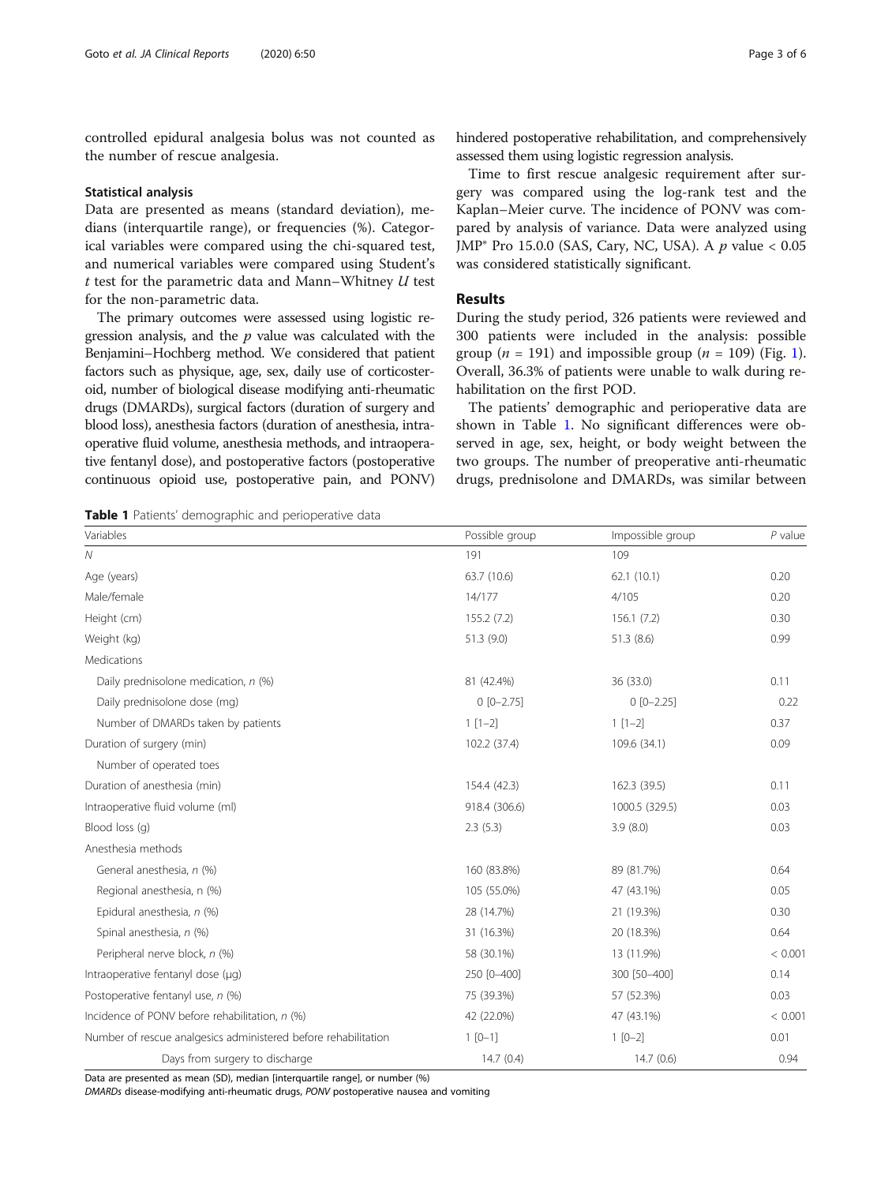controlled epidural analgesia bolus was not counted as the number of rescue analgesia.

### Statistical analysis

Data are presented as means (standard deviation), medians (interquartile range), or frequencies (%). Categorical variables were compared using the chi-squared test, and numerical variables were compared using Student's $t$ test for the parametric data and Mann–Whitney $U$ test for the non-parametric data.

The primary outcomes were assessed using logistic regression analysis, and the $p$ value was calculated with the Benjamini–Hochberg method. We considered that patient factors such as physique, age, sex, daily use of corticosteroid, number of biological disease modifying anti-rheumatic drugs (DMARDs), surgical factors (duration of surgery and blood loss), anesthesia factors (duration of anesthesia, intraoperative fluid volume, anesthesia methods, and intraoperative fentanyl dose), and postoperative factors (postoperative continuous opioid use, postoperative pain, and PONV) hindered postoperative rehabilitation, and comprehensively assessed them using logistic regression analysis.

Time to first rescue analgesic requirement after surgery was compared using the log-rank test and the Kaplan–Meier curve. The incidence of PONV was compared by analysis of variance. Data were analyzed using JMP® Pro 15.0.0 (SAS, Cary, NC, USA). A $p$ value $< 0.05$ was considered statistically significant.

## Results

During the study period, 326 patients were reviewed and 300 patients were included in the analysis: possible group ($n$ = 191) and impossible group ($n$ = 109) (Fig. 1). Overall, 36.3% of patients were unable to walk during rehabilitation on the first POD.

The patients' demographic and perioperative data are shown in Table 1. No significant differences were observed in age, sex, height, or body weight between the two groups. The number of preoperative anti-rheumatic drugs, prednisolone and DMARDs, was similar between

**Table 1** Patients' demographic and perioperative data

| Variables | Possible group | Impossible group | $P$ value |
|---|---|---|---|
| $N$ | 191 | 109 | |
| Age (years) | 63.7 (10.6) | 62.1 (10.1) | 0.20 |
| Male/female | 14/177 | 4/105 | 0.20 |
| Height (cm) | 155.2 (7.2) | 156.1 (7.2) | 0.30 |
| Weight (kg) | 51.3 (9.0) | 51.3 (8.6) | 0.99 |
| Medications | | | |
| Daily prednisolone medication, $n$ (%) | 81 (42.4%) | 36 (33.0) | 0.11 |
| Daily prednisolone dose (mg) | 0 [0–2.75] | 0 [0–2.25] | 0.22 |
| Number of DMARDs taken by patients | 1 [1–2] | 1 [1–2] | 0.37 |
| Duration of surgery (min) | 102.2 (37.4) | 109.6 (34.1) | 0.09 |
| Number of operated toes | | | |
| Duration of anesthesia (min) | 154.4 (42.3) | 162.3 (39.5) | 0.11 |
| Intraoperative fluid volume (ml) | 918.4 (306.6) | 1000.5 (329.5) | 0.03 |
| Blood loss (g) | 2.3 (5.3) | 3.9 (8.0) | 0.03 |
| Anesthesia methods | | | |
| General anesthesia, $n$ (%) | 160 (83.8%) | 89 (81.7%) | 0.64 |
| Regional anesthesia, n (%) | 105 (55.0%) | 47 (43.1%) | 0.05 |
| Epidural anesthesia, $n$ (%) | 28 (14.7%) | 21 (19.3%) | 0.30 |
| Spinal anesthesia, $n$ (%) | 31 (16.3%) | 20 (18.3%) | 0.64 |
| Peripheral nerve block, $n$ (%) | 58 (30.1%) | 13 (11.9%) | < 0.001 |
| Intraoperative fentanyl dose (μg) | 250 [0–400] | 300 [50–400] | 0.14 |
| Postoperative fentanyl use, $n$ (%) | 75 (39.3%) | 57 (52.3%) | 0.03 |
| Incidence of PONV before rehabilitation, $n$ (%) | 42 (22.0%) | 47 (43.1%) | < 0.001 |
| Number of rescue analgesics administered before rehabilitation | 1 [0–1] | 1 [0–2] | 0.01 |
| Days from surgery to discharge | 14.7 (0.4) | 14.7 (0.6) | 0.94 |

Data are presented as mean (SD), median [interquartile range], or number (%)

*DMARDs* disease-modifying anti-rheumatic drugs, *PONV* postoperative nausea and vomiting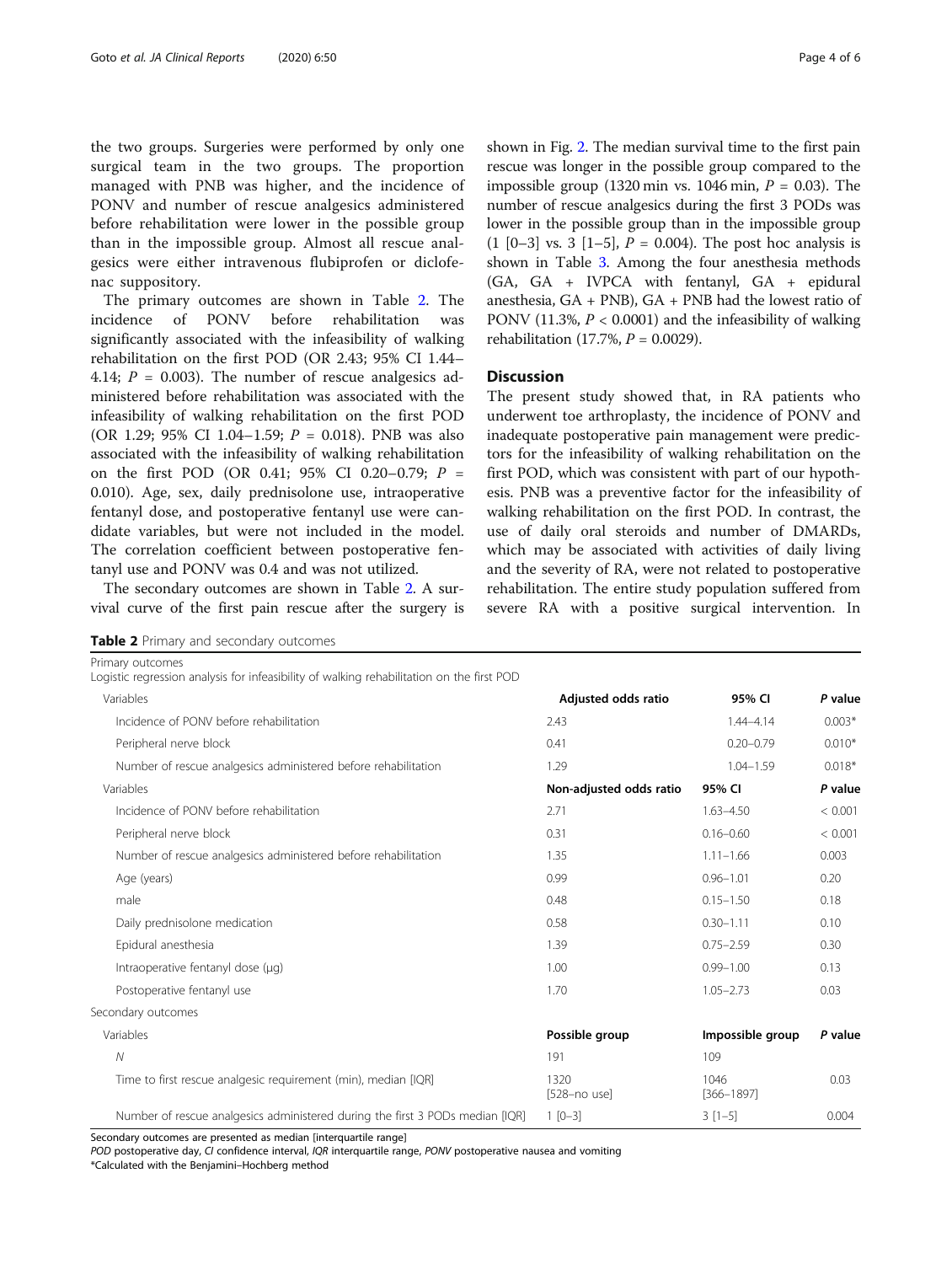the two groups. Surgeries were performed by only one surgical team in the two groups. The proportion managed with PNB was higher, and the incidence of PONV and number of rescue analgesics administered before rehabilitation were lower in the possible group than in the impossible group. Almost all rescue analgesics were either intravenous flubiprofen or diclofenac suppository.

The primary outcomes are shown in Table 2. The incidence of PONV before rehabilitation was significantly associated with the infeasibility of walking rehabilitation on the first POD (OR 2.43; 95% CI 1.44–4.14; $P$ = 0.003). The number of rescue analgesics administered before rehabilitation was associated with the infeasibility of walking rehabilitation on the first POD (OR 1.29; 95% CI 1.04–1.59; $P$ = 0.018). PNB was also associated with the infeasibility of walking rehabilitation on the first POD (OR 0.41; 95% CI 0.20–0.79; $P$ = 0.010). Age, sex, daily prednisolone use, intraoperative fentanyl dose, and postoperative fentanyl use were candidate variables, but were not included in the model. The correlation coefficient between postoperative fentanyl use and PONV was 0.4 and was not utilized.

The secondary outcomes are shown in Table 2. A survival curve of the first pain rescue after the surgery is shown in Fig. 2. The median survival time to the first pain rescue was longer in the possible group compared to the impossible group (1320 min vs. 1046 min, $P$ = 0.03). The number of rescue analgesics during the first 3 PODs was lower in the possible group than in the impossible group (1 [0–3] vs. 3 [1–5], $P$ = 0.004). The post hoc analysis is shown in Table 3. Among the four anesthesia methods (GA, GA + IVPCA with fentanyl, GA + epidural anesthesia, GA + PNB), GA + PNB had the lowest ratio of PONV (11.3%, $P$ < 0.0001) and the infeasibility of walking rehabilitation (17.7%, $P$ = 0.0029).

## Discussion

The present study showed that, in RA patients who underwent toe arthroplasty, the incidence of PONV and inadequate postoperative pain management were predictors for the infeasibility of walking rehabilitation on the first POD, which was consistent with part of our hypothesis. PNB was a preventive factor for the infeasibility of walking rehabilitation on the first POD. In contrast, the use of daily oral steroids and number of DMARDs, which may be associated with activities of daily living and the severity of RA, were not related to postoperative rehabilitation. The entire study population suffered from severe RA with a positive surgical intervention. In

**Table 2** Primary and secondary outcomes

| Primary outcomes<br>Logistic regression analysis for infeasibility of walking rehabilitation on the first POD | | | |
|---|---|---|---|
| Variables | Adjusted odds ratio | 95% CI | *P* value |
| Incidence of PONV before rehabilitation | 2.43 | 1.44–4.14 | 0.003* |
| Peripheral nerve block | 0.41 | 0.20–0.79 | 0.010* |
| Number of rescue analgesics administered before rehabilitation | 1.29 | 1.04–1.59 | 0.018* |
| Variables | Non-adjusted odds ratio | 95% CI | *P* value |
| Incidence of PONV before rehabilitation | 2.71 | 1.63–4.50 | < 0.001 |
| Peripheral nerve block | 0.31 | 0.16–0.60 | < 0.001 |
| Number of rescue analgesics administered before rehabilitation | 1.35 | 1.11–1.66 | 0.003 |
| Age (years) | 0.99 | 0.96–1.01 | 0.20 |
| male | 0.48 | 0.15–1.50 | 0.18 |
| Daily prednisolone medication | 0.58 | 0.30–1.11 | 0.10 |
| Epidural anesthesia | 1.39 | 0.75–2.59 | 0.30 |
| Intraoperative fentanyl dose (μg) | 1.00 | 0.99–1.00 | 0.13 |
| Postoperative fentanyl use | 1.70 | 1.05–2.73 | 0.03 |
| Secondary outcomes | | | |
| Variables | Possible group | Impossible group | *P* value |
| *N* | 191 | 109 | |
| Time to first rescue analgesic requirement (min), median [IQR] | 1320 [528–no use] | 1046 [366–1897] | 0.03 |
| Number of rescue analgesics administered during the first 3 PODs median [IQR] | 1 [0–3] | 3 [1–5] | 0.004 |

Secondary outcomes are presented as median [interquartile range]

*POD* postoperative day, *CI* confidence interval, *IQR* interquartile range, *PONV* postoperative nausea and vomiting

*Calculated with the Benjamini–Hochberg method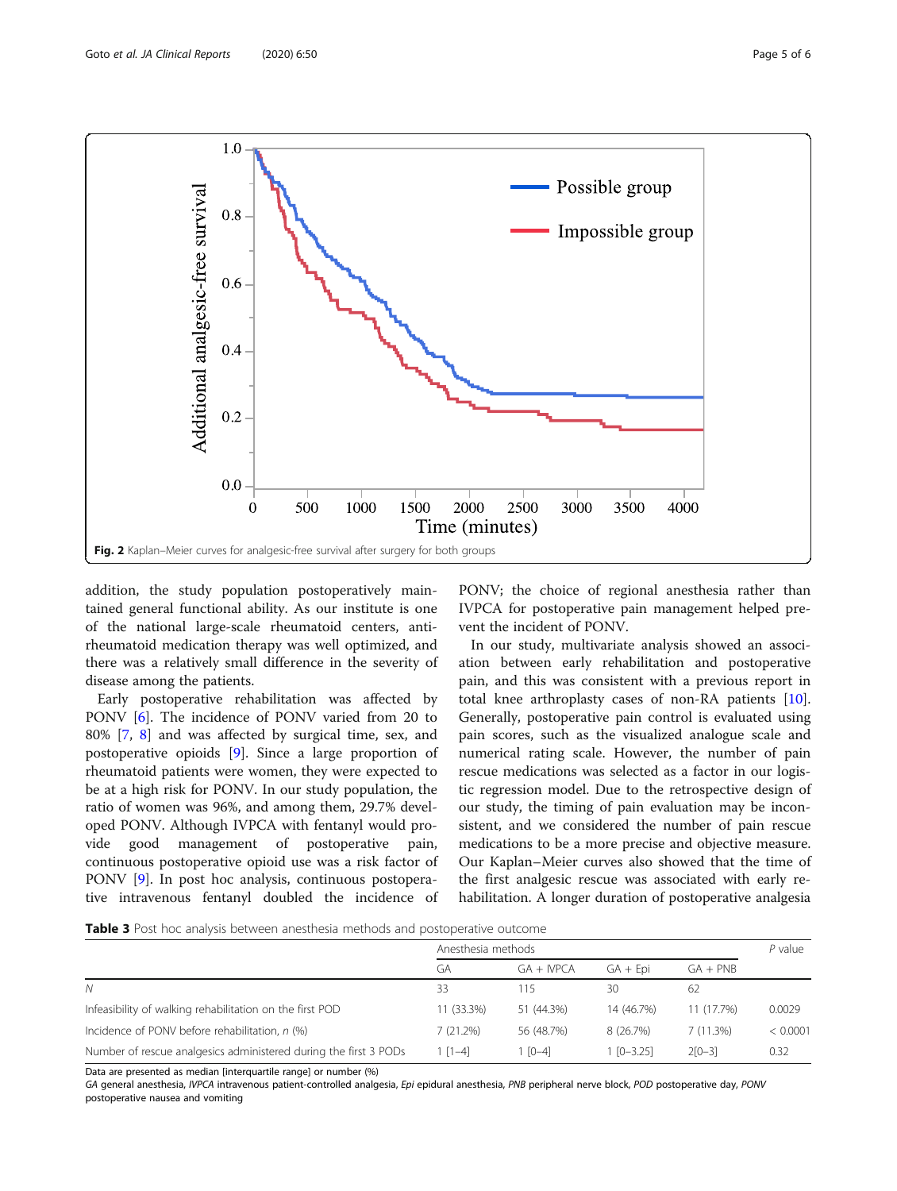Fig. 2 Kaplan–Meier curves for analgesic-free survival after surgery for both groups

addition, the study population postoperatively maintained general functional ability. As our institute is one of the national large-scale rheumatoid centers, anti-rheumatoid medication therapy was well optimized, and there was a relatively small difference in the severity of disease among the patients.

Early postoperative rehabilitation was affected by PONV [6]. The incidence of PONV varied from 20 to 80% [7, 8] and was affected by surgical time, sex, and postoperative opioids [9]. Since a large proportion of rheumatoid patients were women, they were expected to be at a high risk for PONV. In our study population, the ratio of women was 96%, and among them, 29.7% developed PONV. Although IVPCA with fentanyl would provide good management of postoperative pain, continuous postoperative opioid use was a risk factor of PONV [9]. In post hoc analysis, continuous postoperative intravenous fentanyl doubled the incidence of PONV; the choice of regional anesthesia rather than IVPCA for postoperative pain management helped prevent the incident of PONV.

In our study, multivariate analysis showed an association between early rehabilitation and postoperative pain, and this was consistent with a previous report in total knee arthroplasty cases of non-RA patients [10]. Generally, postoperative pain control is evaluated using pain scores, such as the visualized analogue scale and numerical rating scale. However, the number of pain rescue medications was selected as a factor in our logistic regression model. Due to the retrospective design of our study, the timing of pain evaluation may be inconsistent, and we considered the number of pain rescue medications to be a more precise and objective measure. Our Kaplan–Meier curves also showed that the time of the first analgesic rescue was associated with early rehabilitation. A longer duration of postoperative analgesia

**Table 3** Post hoc analysis between anesthesia methods and postoperative outcome

| | Anesthesia methods | | | | *P* value |
|---|---|---|---|---|---|
| | GA | GA + IVPCA | GA + Epi | GA + PNB | |
| *N* | 33 | 115 | 30 | 62 | |
| Infeasibility of walking rehabilitation on the first POD | 11 (33.3%) | 51 (44.3%) | 14 (46.7%) | 11 (17.7%) | 0.0029 |
| Incidence of PONV before rehabilitation, *n* (%) | 7 (21.2%) | 56 (48.7%) | 8 (26.7%) | 7 (11.3%) | < 0.0001 |
| Number of rescue analgesics administered during the first 3 PODs | 1 [1–4] | 1 [0–4] | 1 [0–3.25] | 2[0–3] | 0.32 |

Data are presented as median [interquartile range] or number (%)

*GA* general anesthesia, *IVPCA* intravenous patient-controlled analgesia, *Epi* epidural anesthesia, *PNB* peripheral nerve block, *POD* postoperative day, *PONV* postoperative nausea and vomiting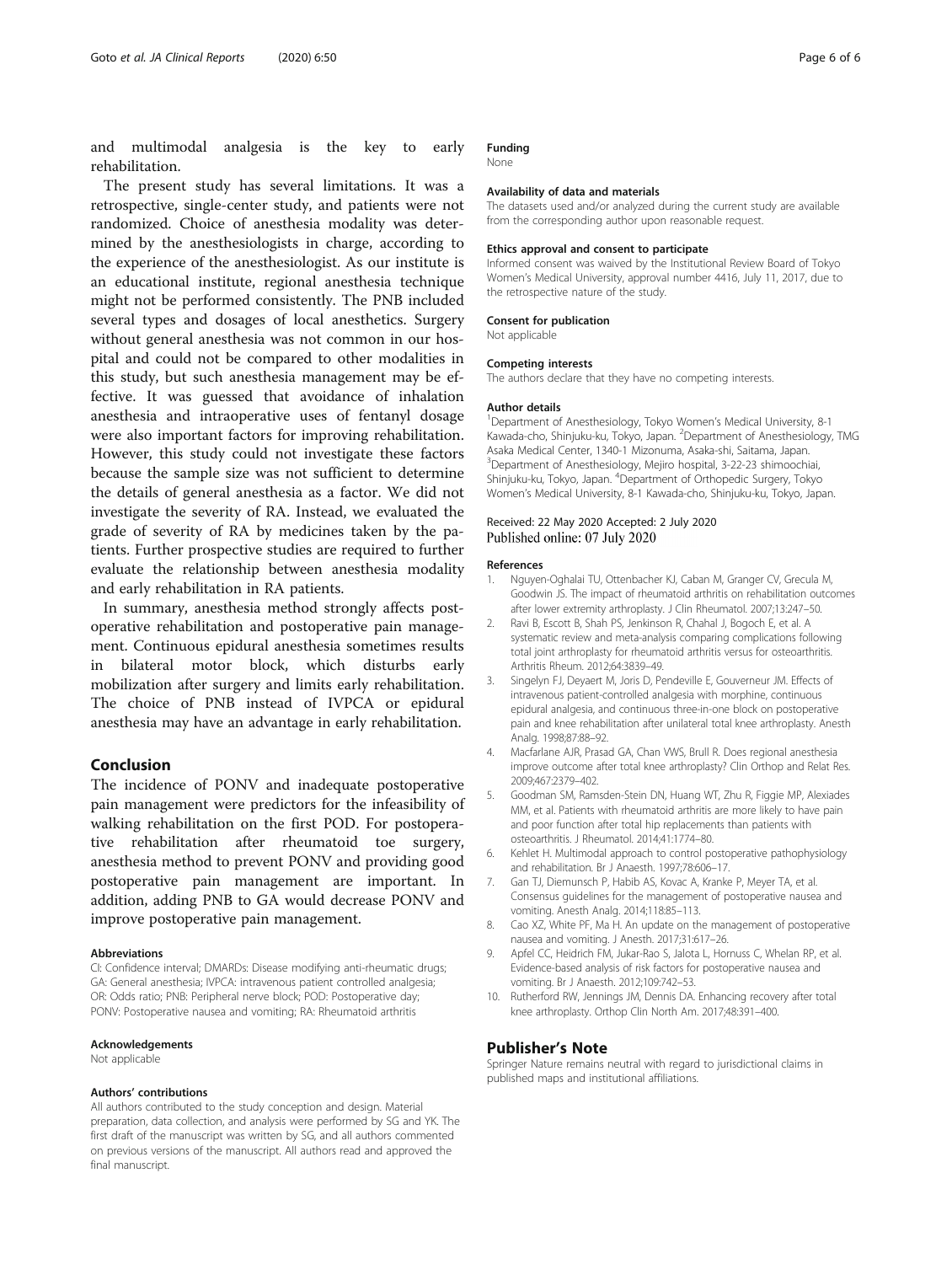and multimodal analgesia is the key to early rehabilitation.

The present study has several limitations. It was a retrospective, single-center study, and patients were not randomized. Choice of anesthesia modality was determined by the anesthesiologists in charge, according to the experience of the anesthesiologist. As our institute is an educational institute, regional anesthesia technique might not be performed consistently. The PNB included several types and dosages of local anesthetics. Surgery without general anesthesia was not common in our hospital and could not be compared to other modalities in this study, but such anesthesia management may be effective. It was guessed that avoidance of inhalation anesthesia and intraoperative uses of fentanyl dosage were also important factors for improving rehabilitation. However, this study could not investigate these factors because the sample size was not sufficient to determine the details of general anesthesia as a factor. We did not investigate the severity of RA. Instead, we evaluated the grade of severity of RA by medicines taken by the patients. Further prospective studies are required to further evaluate the relationship between anesthesia modality and early rehabilitation in RA patients.

In summary, anesthesia method strongly affects postoperative rehabilitation and postoperative pain management. Continuous epidural anesthesia sometimes results in bilateral motor block, which disturbs early mobilization after surgery and limits early rehabilitation. The choice of PNB instead of IVPCA or epidural anesthesia may have an advantage in early rehabilitation.

## Conclusion

The incidence of PONV and inadequate postoperative pain management were predictors for the infeasibility of walking rehabilitation on the first POD. For postoperative rehabilitation after rheumatoid toe surgery, anesthesia method to prevent PONV and providing good postoperative pain management are important. In addition, adding PNB to GA would decrease PONV and improve postoperative pain management.

#### Abbreviations

CI: Confidence interval; DMARDs: Disease modifying anti-rheumatic drugs; GA: General anesthesia; IVPCA: intravenous patient controlled analgesia; OR: Odds ratio; PNB: Peripheral nerve block; POD: Postoperative day; PONV: Postoperative nausea and vomiting; RA: Rheumatoid arthritis

#### Acknowledgements

Not applicable

#### Authors' contributions

All authors contributed to the study conception and design. Material preparation, data collection, and analysis were performed by SG and YK. The first draft of the manuscript was written by SG, and all authors commented on previous versions of the manuscript. All authors read and approved the final manuscript.

#### Funding

None

#### Availability of data and materials

The datasets used and/or analyzed during the current study are available from the corresponding author upon reasonable request.

#### Ethics approval and consent to participate

Informed consent was waived by the Institutional Review Board of Tokyo Women's Medical University, approval number 4416, July 11, 2017, due to the retrospective nature of the study.

#### Consent for publication

Not applicable

#### Competing interests

The authors declare that they have no competing interests.

#### Author details

[1]Department of Anesthesiology, Tokyo Women's Medical University, 8-1 Kawada-cho, Shinjuku-ku, Tokyo, Japan. [2]Department of Anesthesiology, TMG Asaka Medical Center, 1340-1 Mizonuma, Asaka-shi, Saitama, Japan. [3]Department of Anesthesiology, Mejiro hospital, 3-22-23 shimoochiai, Shinjuku-ku, Tokyo, Japan. [4]Department of Orthopedic Surgery, Tokyo Women's Medical University, 8-1 Kawada-cho, Shinjuku-ku, Tokyo, Japan.

Received: 22 May 2020 Accepted: 2 July 2020
Published online: 07 July 2020

#### References

1. Nguyen-Oghalai TU, Ottenbacher KJ, Caban M, Granger CV, Grecula M, Goodwin JS. The impact of rheumatoid arthritis on rehabilitation outcomes after lower extremity arthroplasty. J Clin Rheumatol. 2007;13:247–50.
2. Ravi B, Escott B, Shah PS, Jenkinson R, Chahal J, Bogoch E, et al. A systematic review and meta-analysis comparing complications following total joint arthroplasty for rheumatoid arthritis versus for osteoarthritis. Arthritis Rheum. 2012;64:3839–49.
3. Singelyn FJ, Deyaert M, Joris D, Pendeville E, Gouverneur JM. Effects of intravenous patient-controlled analgesia with morphine, continuous epidural analgesia, and continuous three-in-one block on postoperative pain and knee rehabilitation after unilateral total knee arthroplasty. Anesth Analg. 1998;87:88–92.
4. Macfarlane AJR, Prasad GA, Chan VWS, Brull R. Does regional anesthesia improve outcome after total knee arthroplasty? Clin Orthop and Relat Res. 2009;467:2379–402.
5. Goodman SM, Ramsden-Stein DN, Huang WT, Zhu R, Figgie MP, Alexiades MM, et al. Patients with rheumatoid arthritis are more likely to have pain and poor function after total hip replacements than patients with osteoarthritis. J Rheumatol. 2014;41:1774–80.
6. Kehlet H. Multimodal approach to control postoperative pathophysiology and rehabilitation. Br J Anaesth. 1997;78:606–17.
7. Gan TJ, Diemunsch P, Habib AS, Kovac A, Kranke P, Meyer TA, et al. Consensus guidelines for the management of postoperative nausea and vomiting. Anesth Analg. 2014;118:85–113.
8. Cao XZ, White PF, Ma H. An update on the management of postoperative nausea and vomiting. J Anesth. 2017;31:617–26.
9. Apfel CC, Heidrich FM, Jukar-Rao S, Jalota L, Hornuss C, Whelan RP, et al. Evidence-based analysis of risk factors for postoperative nausea and vomiting. Br J Anaesth. 2012;109:742–53.
10. Rutherford RW, Jennings JM, Dennis DA. Enhancing recovery after total knee arthroplasty. Orthop Clin North Am. 2017;48:391–400.

## Publisher's Note

Springer Nature remains neutral with regard to jurisdictional claims in published maps and institutional affiliations.